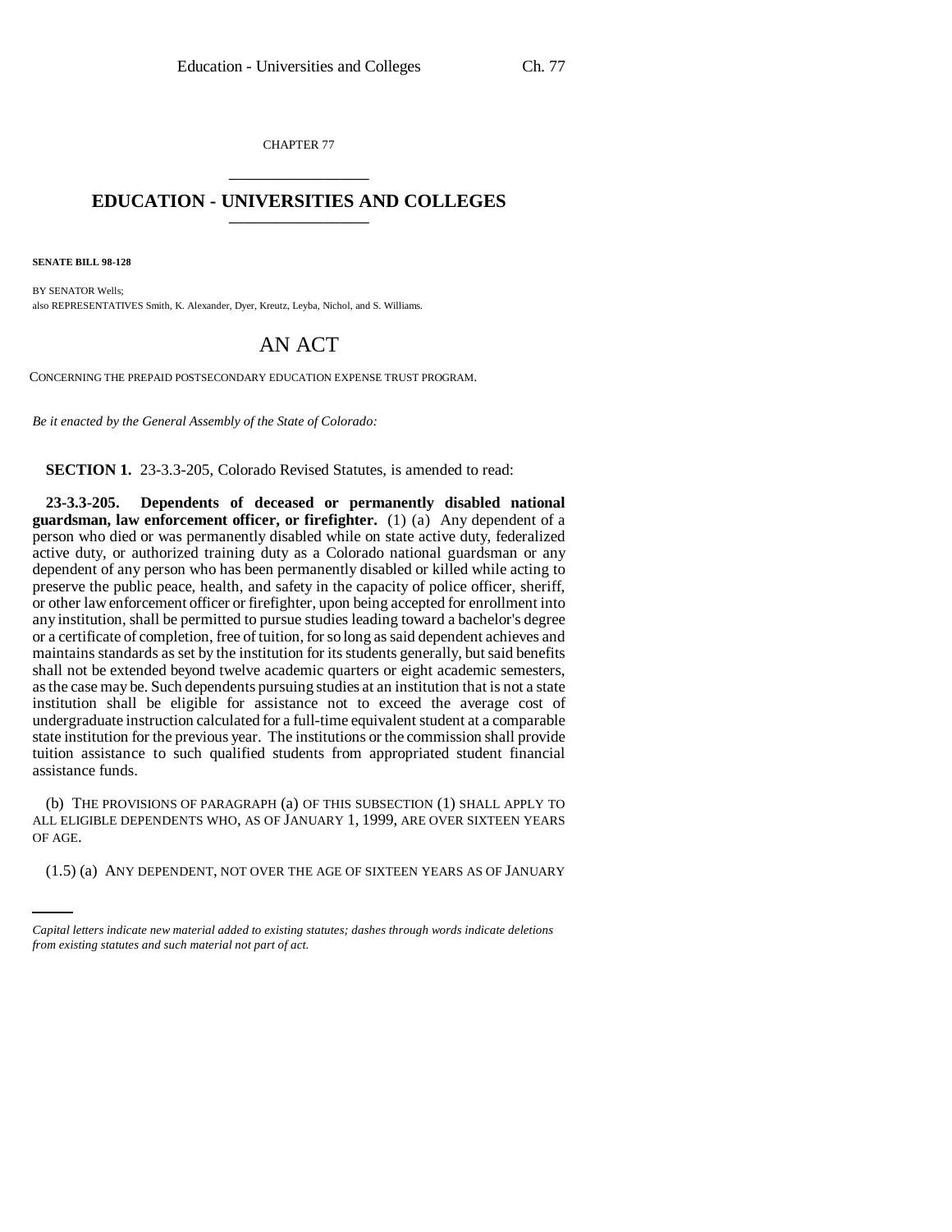CHAPTER 77

# EDUCATION - UNIVERSITIES AND COLLEGES

**SENATE BILL 98-128**

BY SENATOR Wells;
also REPRESENTATIVES Smith, K. Alexander, Dyer, Kreutz, Leyba, Nichol, and S. Williams.

## AN ACT

CONCERNING THE PREPAID POSTSECONDARY EDUCATION EXPENSE TRUST PROGRAM.

*Be it enacted by the General Assembly of the State of Colorado:*

**SECTION 1.** 23-3.3-205, Colorado Revised Statutes, is amended to read:

**23-3.3-205. Dependents of deceased or permanently disabled national guardsman, law enforcement officer, or firefighter.** (1) (a) Any dependent of a person who died or was permanently disabled while on state active duty, federalized active duty, or authorized training duty as a Colorado national guardsman or any dependent of any person who has been permanently disabled or killed while acting to preserve the public peace, health, and safety in the capacity of police officer, sheriff, or other law enforcement officer or firefighter, upon being accepted for enrollment into any institution, shall be permitted to pursue studies leading toward a bachelor's degree or a certificate of completion, free of tuition, for so long as said dependent achieves and maintains standards as set by the institution for its students generally, but said benefits shall not be extended beyond twelve academic quarters or eight academic semesters, as the case may be. Such dependents pursuing studies at an institution that is not a state institution shall be eligible for assistance not to exceed the average cost of undergraduate instruction calculated for a full-time equivalent student at a comparable state institution for the previous year. The institutions or the commission shall provide tuition assistance to such qualified students from appropriated student financial assistance funds.

(b) THE PROVISIONS OF PARAGRAPH (a) OF THIS SUBSECTION (1) SHALL APPLY TO ALL ELIGIBLE DEPENDENTS WHO, AS OF JANUARY 1, 1999, ARE OVER SIXTEEN YEARS OF AGE.

(1.5) (a) ANY DEPENDENT, NOT OVER THE AGE OF SIXTEEN YEARS AS OF JANUARY

*Capital letters indicate new material added to existing statutes; dashes through words indicate deletions from existing statutes and such material not part of act.*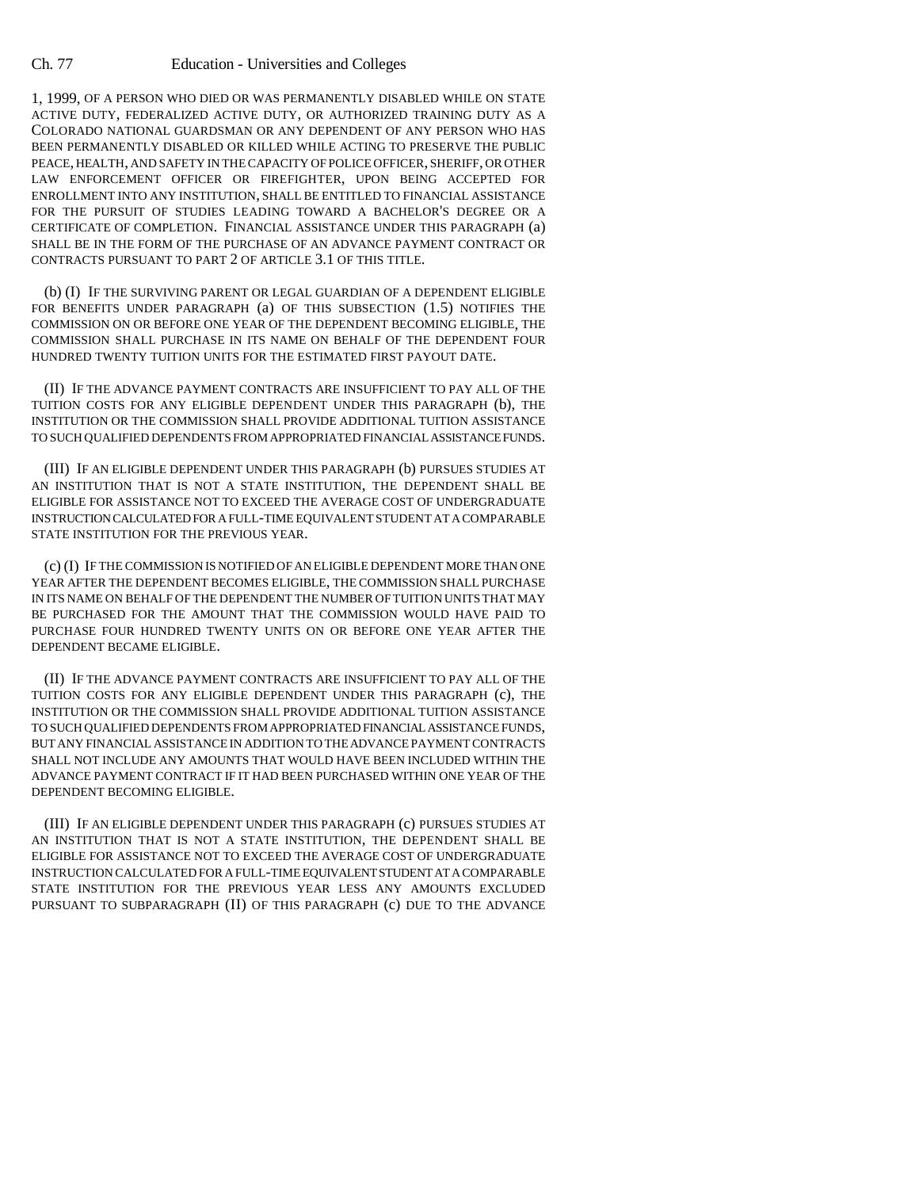1, 1999, OF A PERSON WHO DIED OR WAS PERMANENTLY DISABLED WHILE ON STATE ACTIVE DUTY, FEDERALIZED ACTIVE DUTY, OR AUTHORIZED TRAINING DUTY AS A COLORADO NATIONAL GUARDSMAN OR ANY DEPENDENT OF ANY PERSON WHO HAS BEEN PERMANENTLY DISABLED OR KILLED WHILE ACTING TO PRESERVE THE PUBLIC PEACE, HEALTH, AND SAFETY IN THE CAPACITY OF POLICE OFFICER, SHERIFF, OR OTHER LAW ENFORCEMENT OFFICER OR FIREFIGHTER, UPON BEING ACCEPTED FOR ENROLLMENT INTO ANY INSTITUTION, SHALL BE ENTITLED TO FINANCIAL ASSISTANCE FOR THE PURSUIT OF STUDIES LEADING TOWARD A BACHELOR'S DEGREE OR A CERTIFICATE OF COMPLETION. FINANCIAL ASSISTANCE UNDER THIS PARAGRAPH (a) SHALL BE IN THE FORM OF THE PURCHASE OF AN ADVANCE PAYMENT CONTRACT OR CONTRACTS PURSUANT TO PART 2 OF ARTICLE 3.1 OF THIS TITLE.

(b) (I) IF THE SURVIVING PARENT OR LEGAL GUARDIAN OF A DEPENDENT ELIGIBLE FOR BENEFITS UNDER PARAGRAPH (a) OF THIS SUBSECTION (1.5) NOTIFIES THE COMMISSION ON OR BEFORE ONE YEAR OF THE DEPENDENT BECOMING ELIGIBLE, THE COMMISSION SHALL PURCHASE IN ITS NAME ON BEHALF OF THE DEPENDENT FOUR HUNDRED TWENTY TUITION UNITS FOR THE ESTIMATED FIRST PAYOUT DATE.

(II) IF THE ADVANCE PAYMENT CONTRACTS ARE INSUFFICIENT TO PAY ALL OF THE TUITION COSTS FOR ANY ELIGIBLE DEPENDENT UNDER THIS PARAGRAPH (b), THE INSTITUTION OR THE COMMISSION SHALL PROVIDE ADDITIONAL TUITION ASSISTANCE TO SUCH QUALIFIED DEPENDENTS FROM APPROPRIATED FINANCIAL ASSISTANCE FUNDS.

(III) IF AN ELIGIBLE DEPENDENT UNDER THIS PARAGRAPH (b) PURSUES STUDIES AT AN INSTITUTION THAT IS NOT A STATE INSTITUTION, THE DEPENDENT SHALL BE ELIGIBLE FOR ASSISTANCE NOT TO EXCEED THE AVERAGE COST OF UNDERGRADUATE INSTRUCTION CALCULATED FOR A FULL-TIME EQUIVALENT STUDENT AT A COMPARABLE STATE INSTITUTION FOR THE PREVIOUS YEAR.

(c) (I) IF THE COMMISSION IS NOTIFIED OF AN ELIGIBLE DEPENDENT MORE THAN ONE YEAR AFTER THE DEPENDENT BECOMES ELIGIBLE, THE COMMISSION SHALL PURCHASE IN ITS NAME ON BEHALF OF THE DEPENDENT THE NUMBER OF TUITION UNITS THAT MAY BE PURCHASED FOR THE AMOUNT THAT THE COMMISSION WOULD HAVE PAID TO PURCHASE FOUR HUNDRED TWENTY UNITS ON OR BEFORE ONE YEAR AFTER THE DEPENDENT BECAME ELIGIBLE.

(II) IF THE ADVANCE PAYMENT CONTRACTS ARE INSUFFICIENT TO PAY ALL OF THE TUITION COSTS FOR ANY ELIGIBLE DEPENDENT UNDER THIS PARAGRAPH (c), THE INSTITUTION OR THE COMMISSION SHALL PROVIDE ADDITIONAL TUITION ASSISTANCE TO SUCH QUALIFIED DEPENDENTS FROM APPROPRIATED FINANCIAL ASSISTANCE FUNDS, BUT ANY FINANCIAL ASSISTANCE IN ADDITION TO THE ADVANCE PAYMENT CONTRACTS SHALL NOT INCLUDE ANY AMOUNTS THAT WOULD HAVE BEEN INCLUDED WITHIN THE ADVANCE PAYMENT CONTRACT IF IT HAD BEEN PURCHASED WITHIN ONE YEAR OF THE DEPENDENT BECOMING ELIGIBLE.

(III) IF AN ELIGIBLE DEPENDENT UNDER THIS PARAGRAPH (c) PURSUES STUDIES AT AN INSTITUTION THAT IS NOT A STATE INSTITUTION, THE DEPENDENT SHALL BE ELIGIBLE FOR ASSISTANCE NOT TO EXCEED THE AVERAGE COST OF UNDERGRADUATE INSTRUCTION CALCULATED FOR A FULL-TIME EQUIVALENT STUDENT AT A COMPARABLE STATE INSTITUTION FOR THE PREVIOUS YEAR LESS ANY AMOUNTS EXCLUDED PURSUANT TO SUBPARAGRAPH (II) OF THIS PARAGRAPH (c) DUE TO THE ADVANCE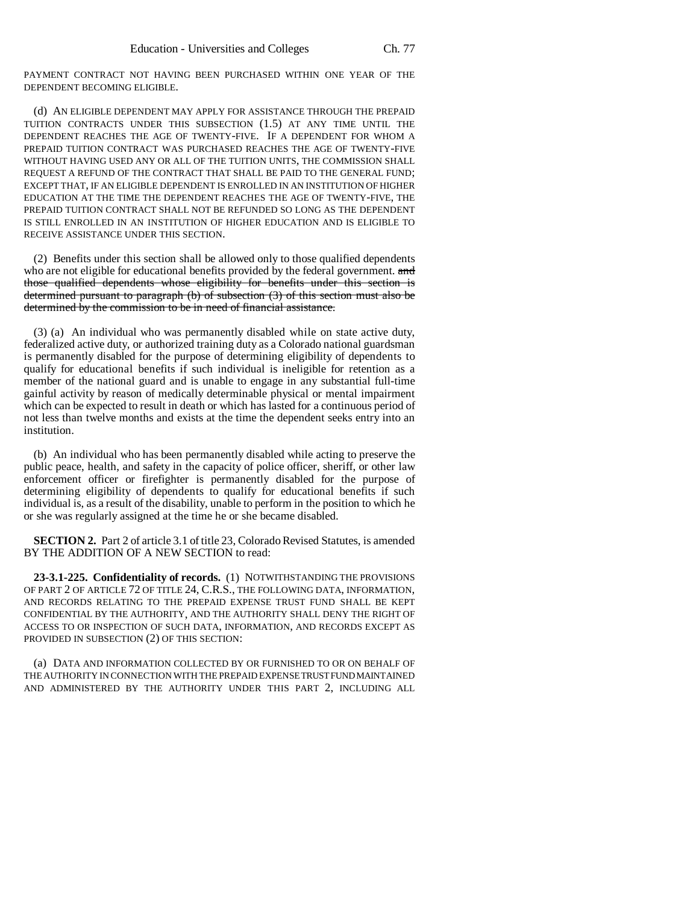PAYMENT CONTRACT NOT HAVING BEEN PURCHASED WITHIN ONE YEAR OF THE DEPENDENT BECOMING ELIGIBLE.

(d) AN ELIGIBLE DEPENDENT MAY APPLY FOR ASSISTANCE THROUGH THE PREPAID TUITION CONTRACTS UNDER THIS SUBSECTION (1.5) AT ANY TIME UNTIL THE DEPENDENT REACHES THE AGE OF TWENTY-FIVE. IF A DEPENDENT FOR WHOM A PREPAID TUITION CONTRACT WAS PURCHASED REACHES THE AGE OF TWENTY-FIVE WITHOUT HAVING USED ANY OR ALL OF THE TUITION UNITS, THE COMMISSION SHALL REQUEST A REFUND OF THE CONTRACT THAT SHALL BE PAID TO THE GENERAL FUND; EXCEPT THAT, IF AN ELIGIBLE DEPENDENT IS ENROLLED IN AN INSTITUTION OF HIGHER EDUCATION AT THE TIME THE DEPENDENT REACHES THE AGE OF TWENTY-FIVE, THE PREPAID TUITION CONTRACT SHALL NOT BE REFUNDED SO LONG AS THE DEPENDENT IS STILL ENROLLED IN AN INSTITUTION OF HIGHER EDUCATION AND IS ELIGIBLE TO RECEIVE ASSISTANCE UNDER THIS SECTION.

(2) Benefits under this section shall be allowed only to those qualified dependents who are not eligible for educational benefits provided by the federal government. ~~and those qualified dependents whose eligibility for benefits under this section is determined pursuant to paragraph (b) of subsection (3) of this section must also be determined by the commission to be in need of financial assistance.~~

(3) (a) An individual who was permanently disabled while on state active duty, federalized active duty, or authorized training duty as a Colorado national guardsman is permanently disabled for the purpose of determining eligibility of dependents to qualify for educational benefits if such individual is ineligible for retention as a member of the national guard and is unable to engage in any substantial full-time gainful activity by reason of medically determinable physical or mental impairment which can be expected to result in death or which has lasted for a continuous period of not less than twelve months and exists at the time the dependent seeks entry into an institution.

(b) An individual who has been permanently disabled while acting to preserve the public peace, health, and safety in the capacity of police officer, sheriff, or other law enforcement officer or firefighter is permanently disabled for the purpose of determining eligibility of dependents to qualify for educational benefits if such individual is, as a result of the disability, unable to perform in the position to which he or she was regularly assigned at the time he or she became disabled.

**SECTION 2.** Part 2 of article 3.1 of title 23, Colorado Revised Statutes, is amended BY THE ADDITION OF A NEW SECTION to read:

**23-3.1-225. Confidentiality of records.** (1) NOTWITHSTANDING THE PROVISIONS OF PART 2 OF ARTICLE 72 OF TITLE 24, C.R.S., THE FOLLOWING DATA, INFORMATION, AND RECORDS RELATING TO THE PREPAID EXPENSE TRUST FUND SHALL BE KEPT CONFIDENTIAL BY THE AUTHORITY, AND THE AUTHORITY SHALL DENY THE RIGHT OF ACCESS TO OR INSPECTION OF SUCH DATA, INFORMATION, AND RECORDS EXCEPT AS PROVIDED IN SUBSECTION (2) OF THIS SECTION:

(a) DATA AND INFORMATION COLLECTED BY OR FURNISHED TO OR ON BEHALF OF THE AUTHORITY IN CONNECTION WITH THE PREPAID EXPENSE TRUST FUND MAINTAINED AND ADMINISTERED BY THE AUTHORITY UNDER THIS PART 2, INCLUDING ALL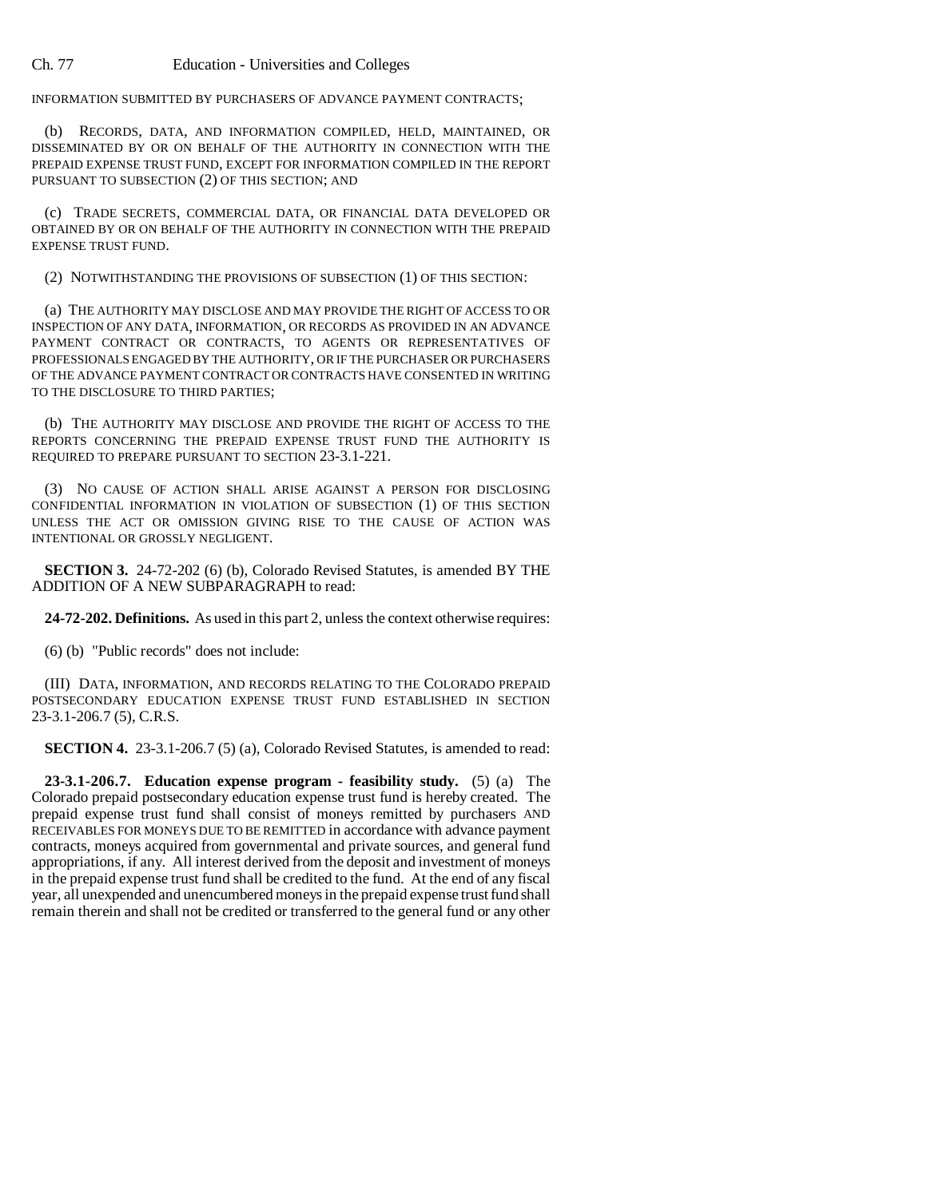INFORMATION SUBMITTED BY PURCHASERS OF ADVANCE PAYMENT CONTRACTS;

(b) RECORDS, DATA, AND INFORMATION COMPILED, HELD, MAINTAINED, OR DISSEMINATED BY OR ON BEHALF OF THE AUTHORITY IN CONNECTION WITH THE PREPAID EXPENSE TRUST FUND, EXCEPT FOR INFORMATION COMPILED IN THE REPORT PURSUANT TO SUBSECTION (2) OF THIS SECTION; AND

(c) TRADE SECRETS, COMMERCIAL DATA, OR FINANCIAL DATA DEVELOPED OR OBTAINED BY OR ON BEHALF OF THE AUTHORITY IN CONNECTION WITH THE PREPAID EXPENSE TRUST FUND.

(2) NOTWITHSTANDING THE PROVISIONS OF SUBSECTION (1) OF THIS SECTION:

(a) THE AUTHORITY MAY DISCLOSE AND MAY PROVIDE THE RIGHT OF ACCESS TO OR INSPECTION OF ANY DATA, INFORMATION, OR RECORDS AS PROVIDED IN AN ADVANCE PAYMENT CONTRACT OR CONTRACTS, TO AGENTS OR REPRESENTATIVES OF PROFESSIONALS ENGAGED BY THE AUTHORITY, OR IF THE PURCHASER OR PURCHASERS OF THE ADVANCE PAYMENT CONTRACT OR CONTRACTS HAVE CONSENTED IN WRITING TO THE DISCLOSURE TO THIRD PARTIES;

(b) THE AUTHORITY MAY DISCLOSE AND PROVIDE THE RIGHT OF ACCESS TO THE REPORTS CONCERNING THE PREPAID EXPENSE TRUST FUND THE AUTHORITY IS REQUIRED TO PREPARE PURSUANT TO SECTION 23-3.1-221.

(3) NO CAUSE OF ACTION SHALL ARISE AGAINST A PERSON FOR DISCLOSING CONFIDENTIAL INFORMATION IN VIOLATION OF SUBSECTION (1) OF THIS SECTION UNLESS THE ACT OR OMISSION GIVING RISE TO THE CAUSE OF ACTION WAS INTENTIONAL OR GROSSLY NEGLIGENT.

**SECTION 3.** 24-72-202 (6) (b), Colorado Revised Statutes, is amended BY THE ADDITION OF A NEW SUBPARAGRAPH to read:

**24-72-202. Definitions.** As used in this part 2, unless the context otherwise requires:

(6) (b) "Public records" does not include:

(III) DATA, INFORMATION, AND RECORDS RELATING TO THE COLORADO PREPAID POSTSECONDARY EDUCATION EXPENSE TRUST FUND ESTABLISHED IN SECTION 23-3.1-206.7 (5), C.R.S.

**SECTION 4.** 23-3.1-206.7 (5) (a), Colorado Revised Statutes, is amended to read:

**23-3.1-206.7. Education expense program - feasibility study.** (5) (a) The Colorado prepaid postsecondary education expense trust fund is hereby created. The prepaid expense trust fund shall consist of moneys remitted by purchasers AND RECEIVABLES FOR MONEYS DUE TO BE REMITTED in accordance with advance payment contracts, moneys acquired from governmental and private sources, and general fund appropriations, if any. All interest derived from the deposit and investment of moneys in the prepaid expense trust fund shall be credited to the fund. At the end of any fiscal year, all unexpended and unencumbered moneys in the prepaid expense trust fund shall remain therein and shall not be credited or transferred to the general fund or any other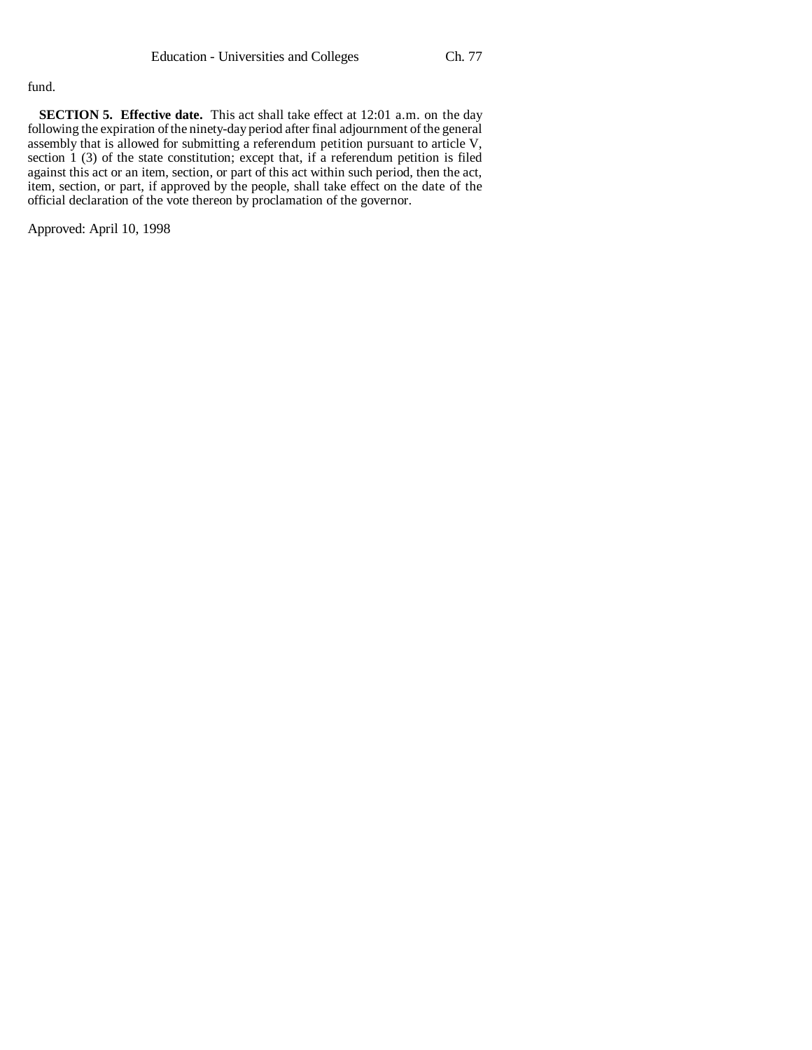fund.

**SECTION 5. Effective date.** This act shall take effect at 12:01 a.m. on the day following the expiration of the ninety-day period after final adjournment of the general assembly that is allowed for submitting a referendum petition pursuant to article V, section 1 (3) of the state constitution; except that, if a referendum petition is filed against this act or an item, section, or part of this act within such period, then the act, item, section, or part, if approved by the people, shall take effect on the date of the official declaration of the vote thereon by proclamation of the governor.

Approved: April 10, 1998